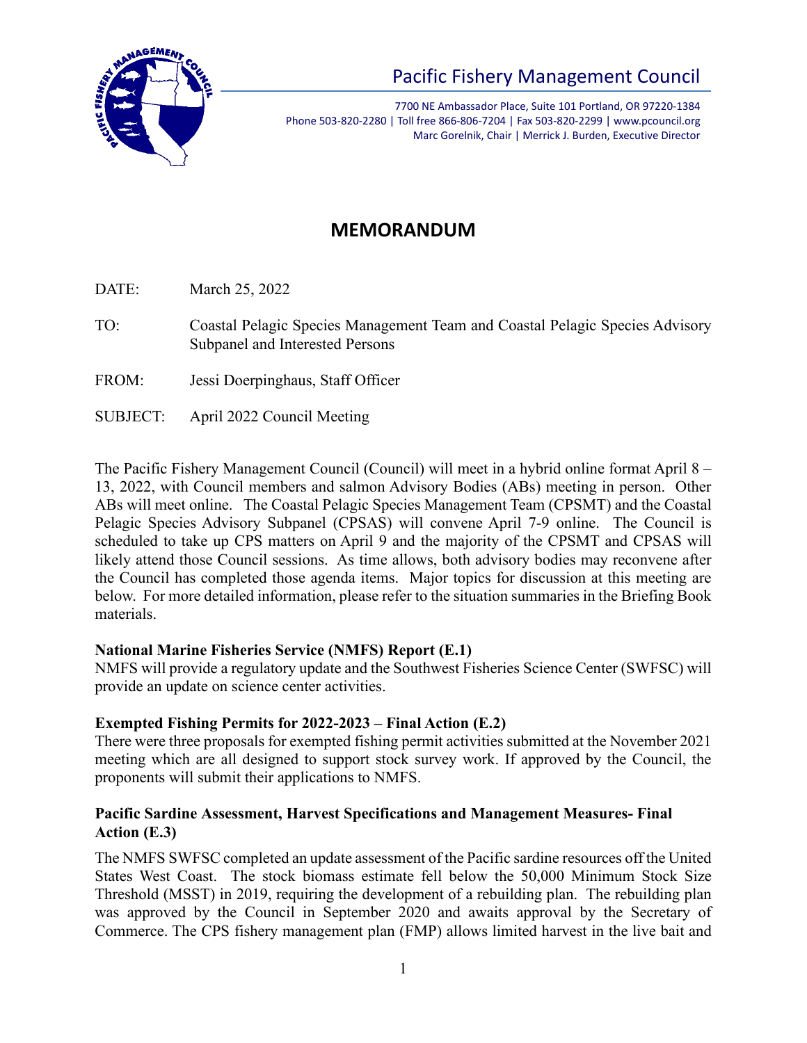# Pacific Fishery Management Council

7700 NE Ambassador Place, Suite 101 Portland, OR 97220-1384
Phone 503-820-2280 | Toll free 866-806-7204 | Fax 503-820-2299 | www.pcouncil.org
Marc Gorelnik, Chair | Merrick J. Burden, Executive Director

## MEMORANDUM

DATE: March 25, 2022

TO: Coastal Pelagic Species Management Team and Coastal Pelagic Species Advisory Subpanel and Interested Persons

FROM: Jessi Doerpinghaus, Staff Officer

SUBJECT: April 2022 Council Meeting

The Pacific Fishery Management Council (Council) will meet in a hybrid online format April 8 – 13, 2022, with Council members and salmon Advisory Bodies (ABs) meeting in person. Other ABs will meet online. The Coastal Pelagic Species Management Team (CPSMT) and the Coastal Pelagic Species Advisory Subpanel (CPSAS) will convene April 7-9 online. The Council is scheduled to take up CPS matters on April 9 and the majority of the CPSMT and CPSAS will likely attend those Council sessions. As time allows, both advisory bodies may reconvene after the Council has completed those agenda items. Major topics for discussion at this meeting are below. For more detailed information, please refer to the situation summaries in the Briefing Book materials.

**National Marine Fisheries Service (NMFS) Report (E.1)**
NMFS will provide a regulatory update and the Southwest Fisheries Science Center (SWFSC) will provide an update on science center activities.

**Exempted Fishing Permits for 2022-2023 – Final Action (E.2)**
There were three proposals for exempted fishing permit activities submitted at the November 2021 meeting which are all designed to support stock survey work. If approved by the Council, the proponents will submit their applications to NMFS.

**Pacific Sardine Assessment, Harvest Specifications and Management Measures- Final Action (E.3)**
The NMFS SWFSC completed an update assessment of the Pacific sardine resources off the United States West Coast. The stock biomass estimate fell below the 50,000 Minimum Stock Size Threshold (MSST) in 2019, requiring the development of a rebuilding plan. The rebuilding plan was approved by the Council in September 2020 and awaits approval by the Secretary of Commerce. The CPS fishery management plan (FMP) allows limited harvest in the live bait and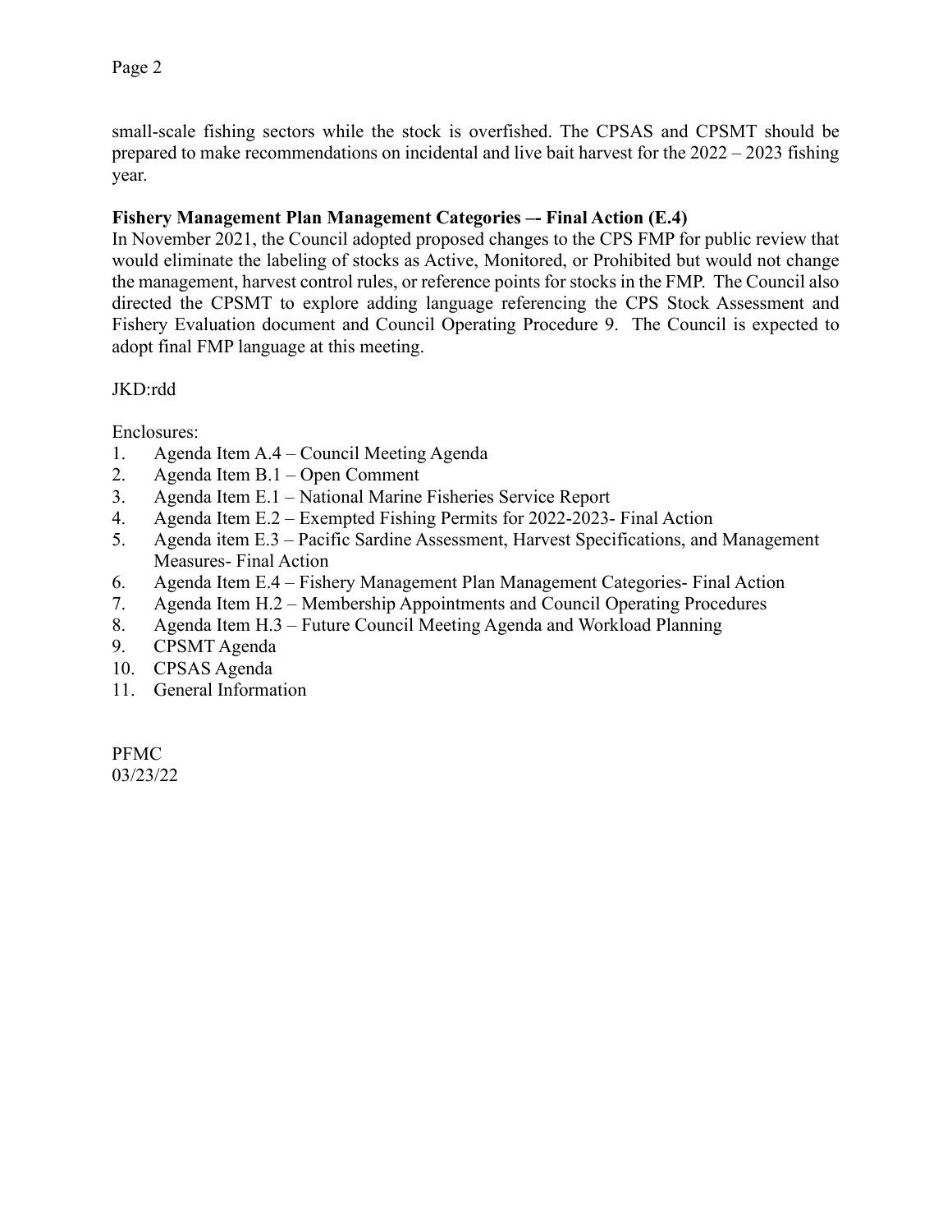small-scale fishing sectors while the stock is overfished. The CPSAS and CPSMT should be prepared to make recommendations on incidental and live bait harvest for the 2022 – 2023 fishing year.

**Fishery Management Plan Management Categories –- Final Action (E.4)**

In November 2021, the Council adopted proposed changes to the CPS FMP for public review that would eliminate the labeling of stocks as Active, Monitored, or Prohibited but would not change the management, harvest control rules, or reference points for stocks in the FMP. The Council also directed the CPSMT to explore adding language referencing the CPS Stock Assessment and Fishery Evaluation document and Council Operating Procedure 9. The Council is expected to adopt final FMP language at this meeting.

JKD:rdd

Enclosures:

1. Agenda Item A.4 – Council Meeting Agenda
2. Agenda Item B.1 – Open Comment
3. Agenda Item E.1 – National Marine Fisheries Service Report
4. Agenda Item E.2 – Exempted Fishing Permits for 2022-2023- Final Action
5. Agenda item E.3 – Pacific Sardine Assessment, Harvest Specifications, and Management Measures- Final Action
6. Agenda Item E.4 – Fishery Management Plan Management Categories- Final Action
7. Agenda Item H.2 – Membership Appointments and Council Operating Procedures
8. Agenda Item H.3 – Future Council Meeting Agenda and Workload Planning
9. CPSMT Agenda
10. CPSAS Agenda
11. General Information

PFMC
03/23/22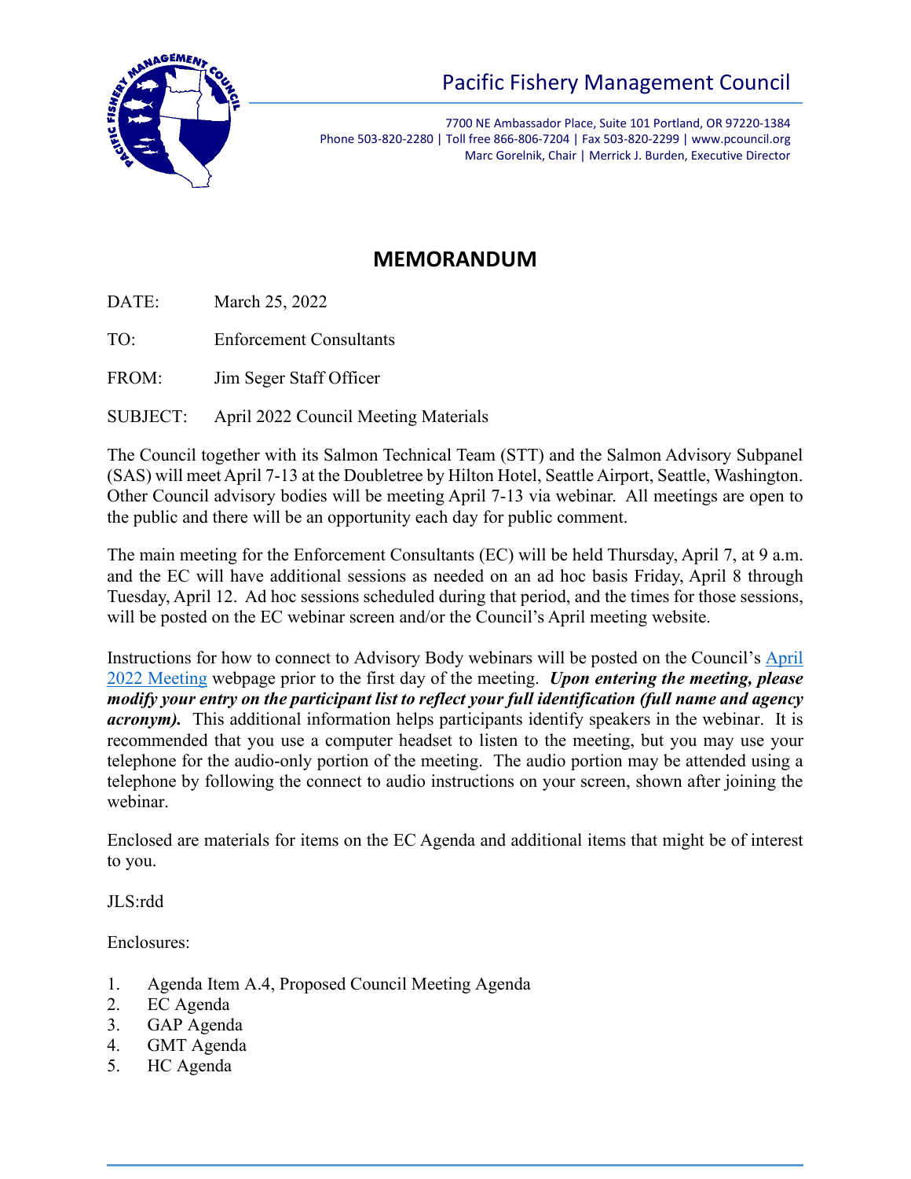Pacific Fishery Management Council

7700 NE Ambassador Place, Suite 101 Portland, OR 97220-1384
Phone 503-820-2280 | Toll free 866-806-7204 | Fax 503-820-2299 | www.pcouncil.org
Marc Gorelnik, Chair | Merrick J. Burden, Executive Director

# MEMORANDUM

DATE: March 25, 2022

TO: Enforcement Consultants

FROM: Jim Seger Staff Officer

SUBJECT: April 2022 Council Meeting Materials

The Council together with its Salmon Technical Team (STT) and the Salmon Advisory Subpanel (SAS) will meet April 7-13 at the Doubletree by Hilton Hotel, Seattle Airport, Seattle, Washington. Other Council advisory bodies will be meeting April 7-13 via webinar. All meetings are open to the public and there will be an opportunity each day for public comment.

The main meeting for the Enforcement Consultants (EC) will be held Thursday, April 7, at 9 a.m. and the EC will have additional sessions as needed on an ad hoc basis Friday, April 8 through Tuesday, April 12. Ad hoc sessions scheduled during that period, and the times for those sessions, will be posted on the EC webinar screen and/or the Council's April meeting website.

Instructions for how to connect to Advisory Body webinars will be posted on the Council's April 2022 Meeting webpage prior to the first day of the meeting. ***Upon entering the meeting, please modify your entry on the participant list to reflect your full identification (full name and agency acronym).*** This additional information helps participants identify speakers in the webinar. It is recommended that you use a computer headset to listen to the meeting, but you may use your telephone for the audio-only portion of the meeting. The audio portion may be attended using a telephone by following the connect to audio instructions on your screen, shown after joining the webinar.

Enclosed are materials for items on the EC Agenda and additional items that might be of interest to you.

JLS:rdd

Enclosures:

1. Agenda Item A.4, Proposed Council Meeting Agenda
2. EC Agenda
3. GAP Agenda
4. GMT Agenda
5. HC Agenda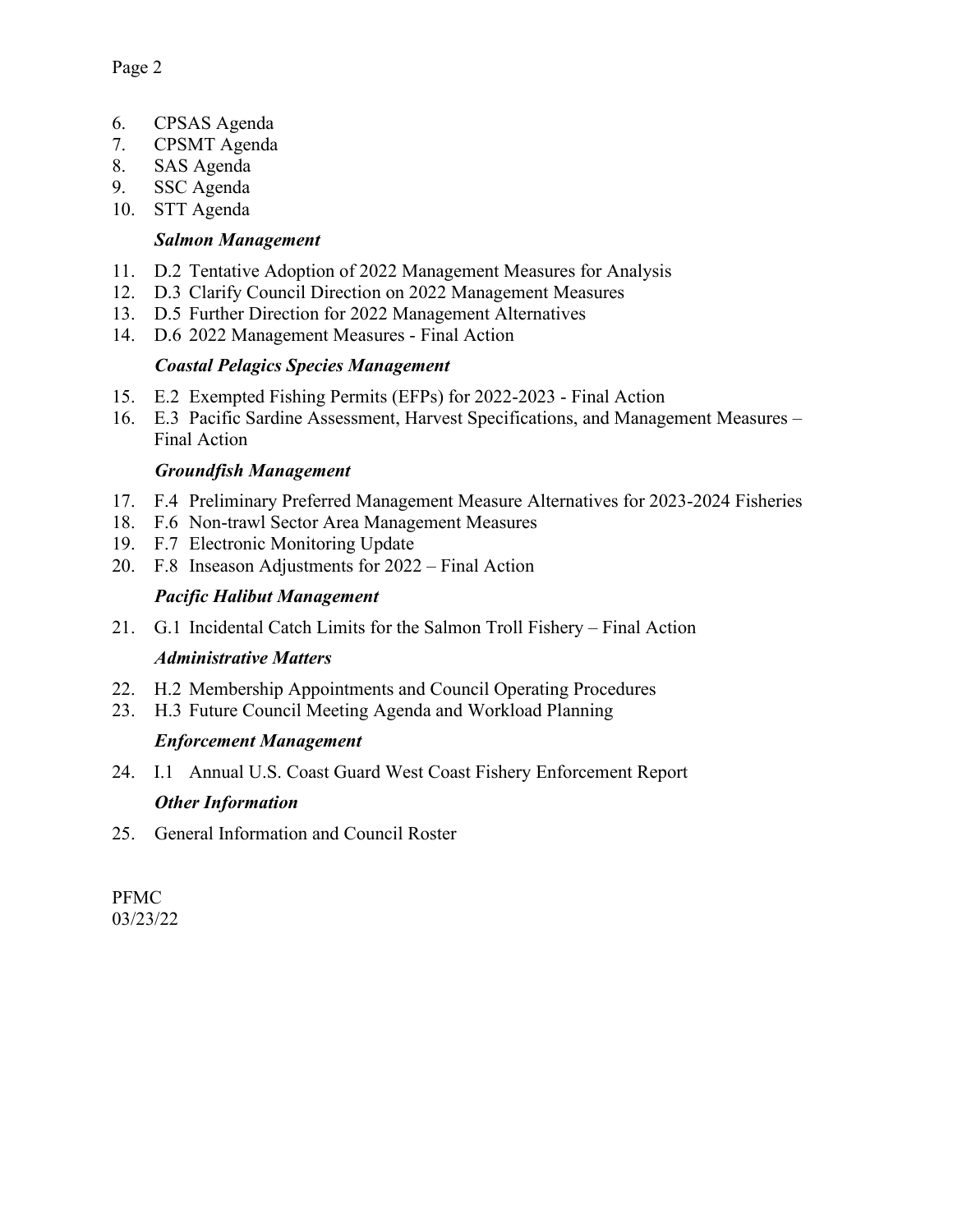6. CPSAS Agenda
7. CPSMT Agenda
8. SAS Agenda
9. SSC Agenda
10. STT Agenda

***Salmon Management***

11. D.2 Tentative Adoption of 2022 Management Measures for Analysis
12. D.3 Clarify Council Direction on 2022 Management Measures
13. D.5 Further Direction for 2022 Management Alternatives
14. D.6 2022 Management Measures - Final Action

***Coastal Pelagics Species Management***

15. E.2 Exempted Fishing Permits (EFPs) for 2022-2023 - Final Action
16. E.3 Pacific Sardine Assessment, Harvest Specifications, and Management Measures – Final Action

***Groundfish Management***

17. F.4 Preliminary Preferred Management Measure Alternatives for 2023-2024 Fisheries
18. F.6 Non-trawl Sector Area Management Measures
19. F.7 Electronic Monitoring Update
20. F.8 Inseason Adjustments for 2022 – Final Action

***Pacific Halibut Management***

21. G.1 Incidental Catch Limits for the Salmon Troll Fishery – Final Action

***Administrative Matters***

22. H.2 Membership Appointments and Council Operating Procedures
23. H.3 Future Council Meeting Agenda and Workload Planning

***Enforcement Management***

24. I.1 Annual U.S. Coast Guard West Coast Fishery Enforcement Report

***Other Information***

25. General Information and Council Roster

PFMC
03/23/22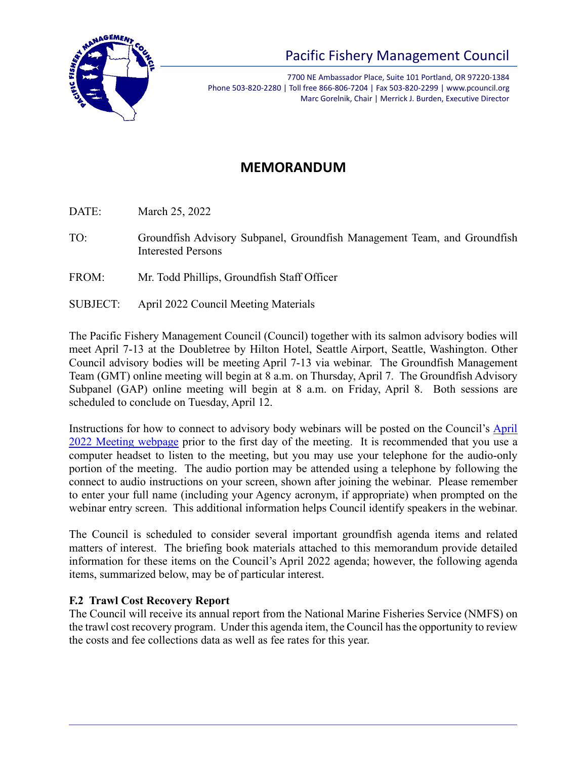Pacific Fishery Management Council

7700 NE Ambassador Place, Suite 101 Portland, OR 97220-1384
Phone 503-820-2280 | Toll free 866-806-7204 | Fax 503-820-2299 | www.pcouncil.org
Marc Gorelnik, Chair | Merrick J. Burden, Executive Director

# MEMORANDUM

DATE: March 25, 2022

TO: Groundfish Advisory Subpanel, Groundfish Management Team, and Groundfish Interested Persons

FROM: Mr. Todd Phillips, Groundfish Staff Officer

SUBJECT: April 2022 Council Meeting Materials

The Pacific Fishery Management Council (Council) together with its salmon advisory bodies will meet April 7-13 at the Doubletree by Hilton Hotel, Seattle Airport, Seattle, Washington. Other Council advisory bodies will be meeting April 7-13 via webinar. The Groundfish Management Team (GMT) online meeting will begin at 8 a.m. on Thursday, April 7. The Groundfish Advisory Subpanel (GAP) online meeting will begin at 8 a.m. on Friday, April 8. Both sessions are scheduled to conclude on Tuesday, April 12.

Instructions for how to connect to advisory body webinars will be posted on the Council's April 2022 Meeting webpage prior to the first day of the meeting. It is recommended that you use a computer headset to listen to the meeting, but you may use your telephone for the audio-only portion of the meeting. The audio portion may be attended using a telephone by following the connect to audio instructions on your screen, shown after joining the webinar. Please remember to enter your full name (including your Agency acronym, if appropriate) when prompted on the webinar entry screen. This additional information helps Council identify speakers in the webinar.

The Council is scheduled to consider several important groundfish agenda items and related matters of interest. The briefing book materials attached to this memorandum provide detailed information for these items on the Council's April 2022 agenda; however, the following agenda items, summarized below, may be of particular interest.

**F.2 Trawl Cost Recovery Report**

The Council will receive its annual report from the National Marine Fisheries Service (NMFS) on the trawl cost recovery program. Under this agenda item, the Council has the opportunity to review the costs and fee collections data as well as fee rates for this year.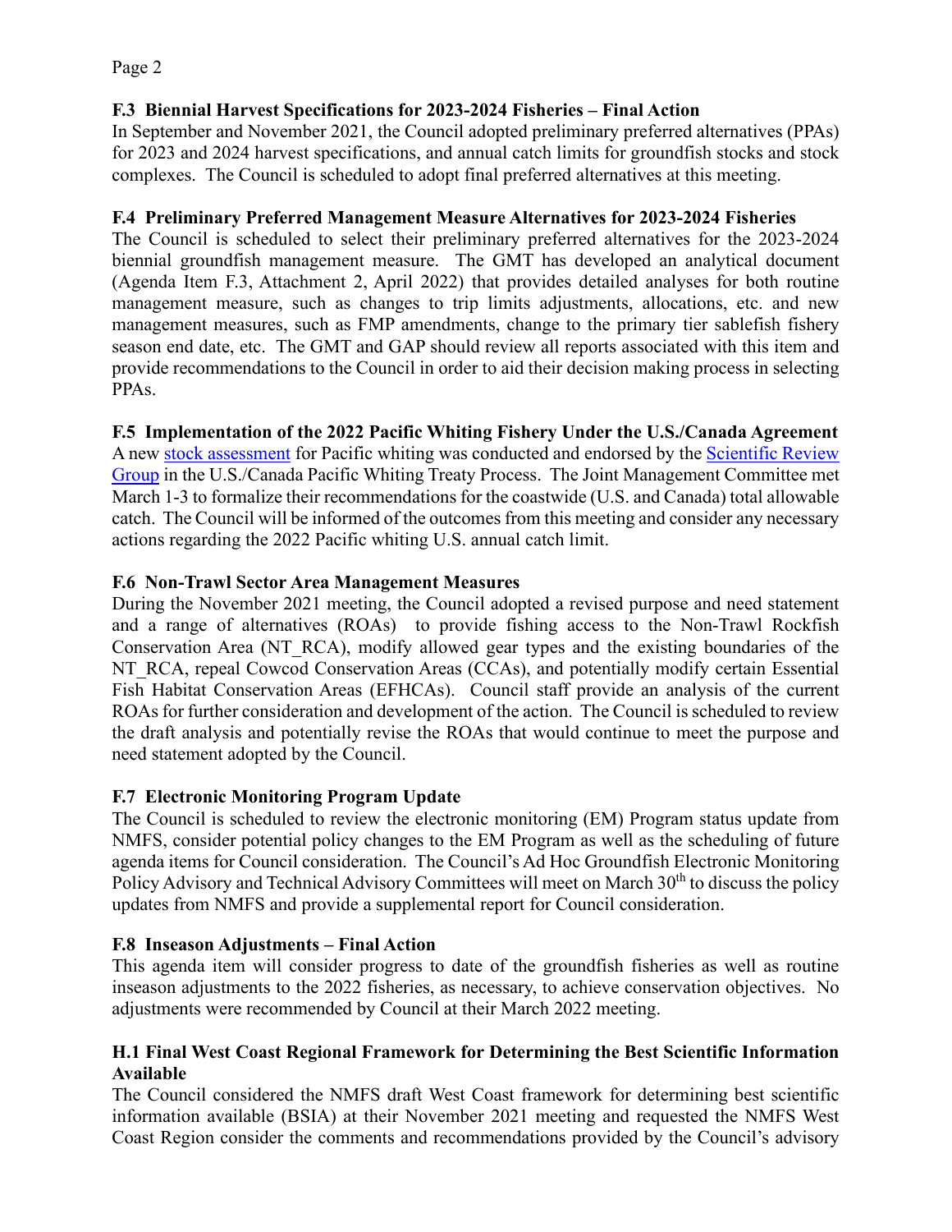### F.3 Biennial Harvest Specifications for 2023-2024 Fisheries – Final Action

In September and November 2021, the Council adopted preliminary preferred alternatives (PPAs) for 2023 and 2024 harvest specifications, and annual catch limits for groundfish stocks and stock complexes. The Council is scheduled to adopt final preferred alternatives at this meeting.

### F.4 Preliminary Preferred Management Measure Alternatives for 2023-2024 Fisheries

The Council is scheduled to select their preliminary preferred alternatives for the 2023-2024 biennial groundfish management measure. The GMT has developed an analytical document (Agenda Item F.3, Attachment 2, April 2022) that provides detailed analyses for both routine management measure, such as changes to trip limits adjustments, allocations, etc. and new management measures, such as FMP amendments, change to the primary tier sablefish fishery season end date, etc. The GMT and GAP should review all reports associated with this item and provide recommendations to the Council in order to aid their decision making process in selecting PPAs.

### F.5 Implementation of the 2022 Pacific Whiting Fishery Under the U.S./Canada Agreement

A new stock assessment for Pacific whiting was conducted and endorsed by the Scientific Review Group in the U.S./Canada Pacific Whiting Treaty Process. The Joint Management Committee met March 1-3 to formalize their recommendations for the coastwide (U.S. and Canada) total allowable catch. The Council will be informed of the outcomes from this meeting and consider any necessary actions regarding the 2022 Pacific whiting U.S. annual catch limit.

### F.6 Non-Trawl Sector Area Management Measures

During the November 2021 meeting, the Council adopted a revised purpose and need statement and a range of alternatives (ROAs) to provide fishing access to the Non-Trawl Rockfish Conservation Area (NT_RCA), modify allowed gear types and the existing boundaries of the NT_RCA, repeal Cowcod Conservation Areas (CCAs), and potentially modify certain Essential Fish Habitat Conservation Areas (EFHCAs). Council staff provide an analysis of the current ROAs for further consideration and development of the action. The Council is scheduled to review the draft analysis and potentially revise the ROAs that would continue to meet the purpose and need statement adopted by the Council.

### F.7 Electronic Monitoring Program Update

The Council is scheduled to review the electronic monitoring (EM) Program status update from NMFS, consider potential policy changes to the EM Program as well as the scheduling of future agenda items for Council consideration. The Council's Ad Hoc Groundfish Electronic Monitoring Policy Advisory and Technical Advisory Committees will meet on March 30th to discuss the policy updates from NMFS and provide a supplemental report for Council consideration.

### F.8 Inseason Adjustments – Final Action

This agenda item will consider progress to date of the groundfish fisheries as well as routine inseason adjustments to the 2022 fisheries, as necessary, to achieve conservation objectives. No adjustments were recommended by Council at their March 2022 meeting.

### H.1 Final West Coast Regional Framework for Determining the Best Scientific Information Available

The Council considered the NMFS draft West Coast framework for determining best scientific information available (BSIA) at their November 2021 meeting and requested the NMFS West Coast Region consider the comments and recommendations provided by the Council's advisory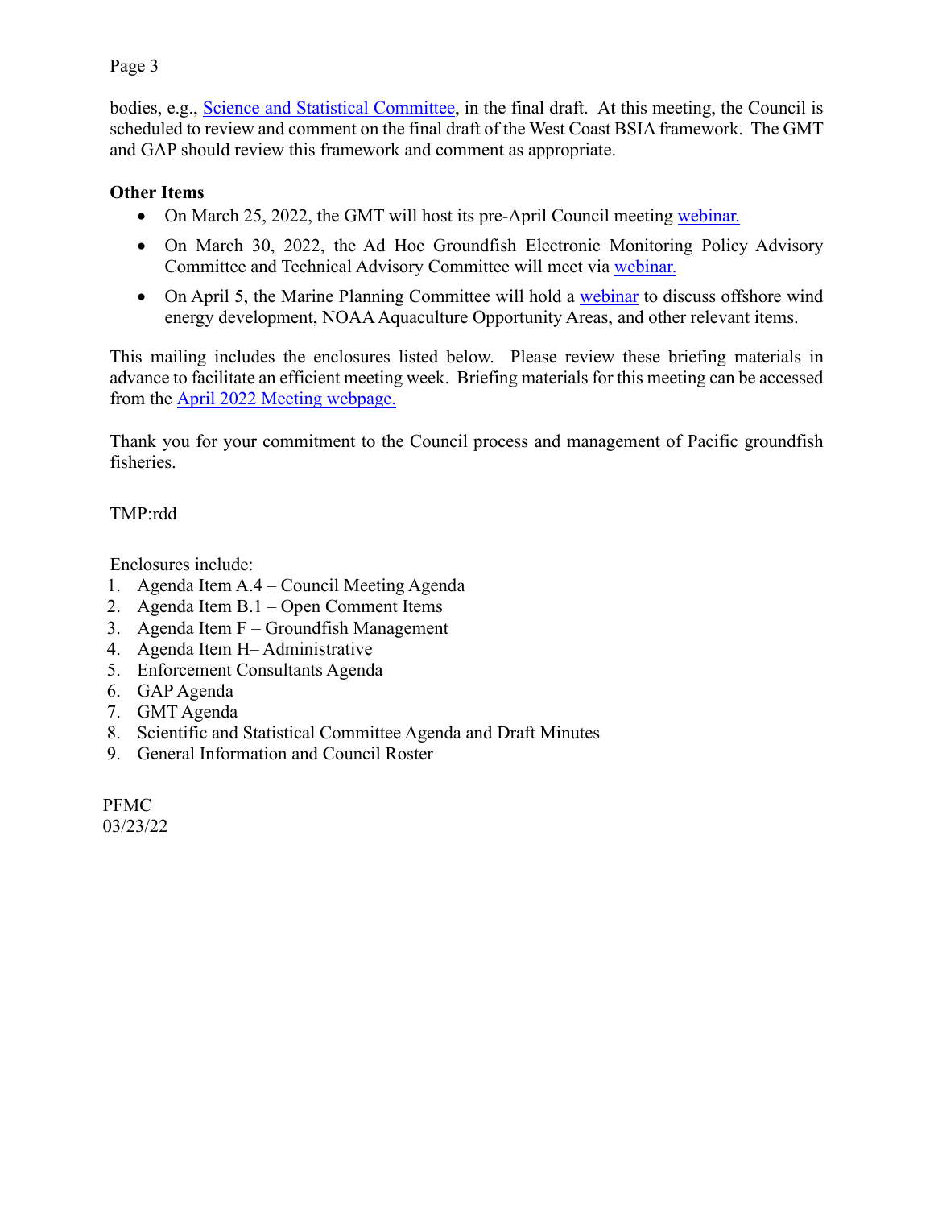bodies, e.g., Science and Statistical Committee, in the final draft. At this meeting, the Council is scheduled to review and comment on the final draft of the West Coast BSIA framework. The GMT and GAP should review this framework and comment as appropriate.

**Other Items**

- On March 25, 2022, the GMT will host its pre-April Council meeting webinar.
- On March 30, 2022, the Ad Hoc Groundfish Electronic Monitoring Policy Advisory Committee and Technical Advisory Committee will meet via webinar.
- On April 5, the Marine Planning Committee will hold a webinar to discuss offshore wind energy development, NOAA Aquaculture Opportunity Areas, and other relevant items.

This mailing includes the enclosures listed below. Please review these briefing materials in advance to facilitate an efficient meeting week. Briefing materials for this meeting can be accessed from the April 2022 Meeting webpage.

Thank you for your commitment to the Council process and management of Pacific groundfish fisheries.

TMP:rdd

Enclosures include:

1. Agenda Item A.4 – Council Meeting Agenda
2. Agenda Item B.1 – Open Comment Items
3. Agenda Item F – Groundfish Management
4. Agenda Item H– Administrative
5. Enforcement Consultants Agenda
6. GAP Agenda
7. GMT Agenda
8. Scientific and Statistical Committee Agenda and Draft Minutes
9. General Information and Council Roster

PFMC
03/23/22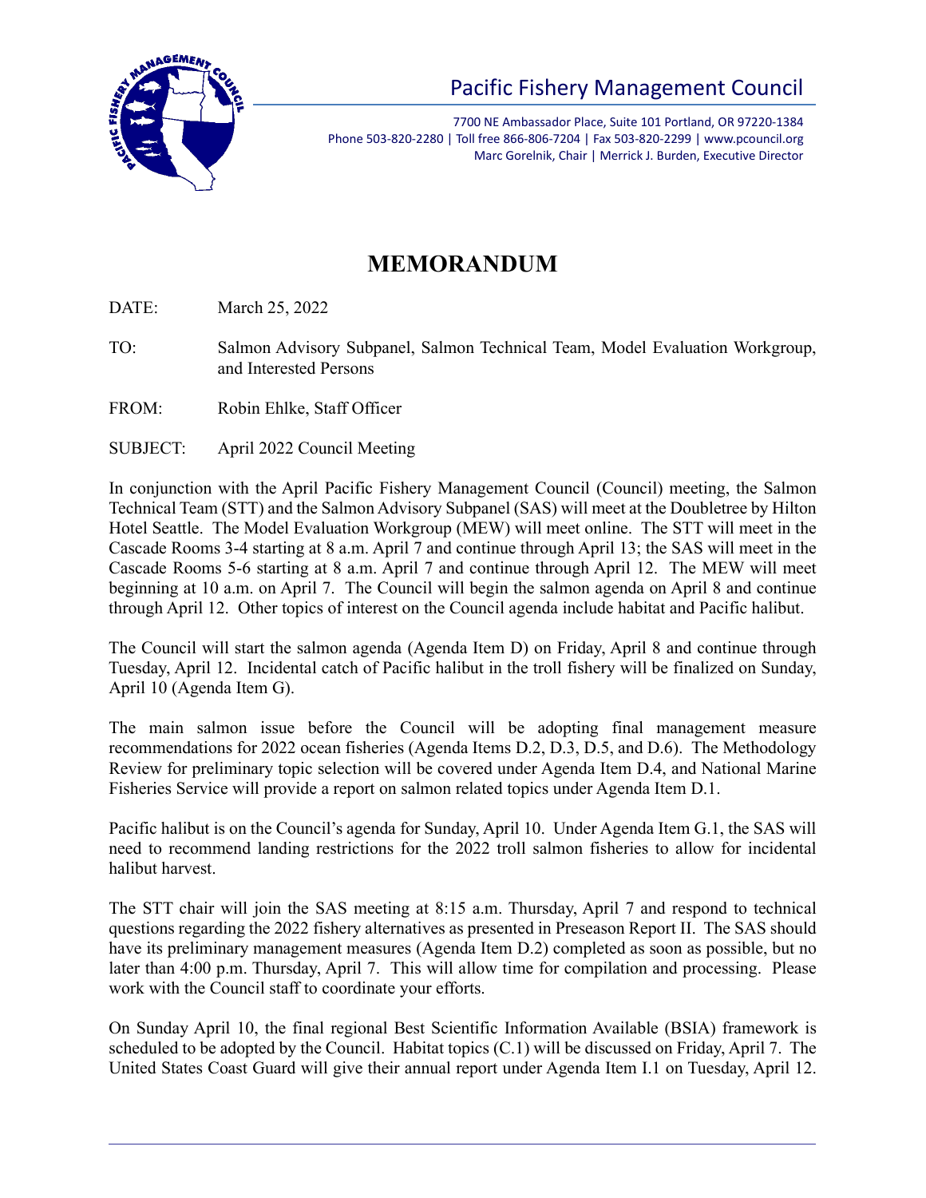Pacific Fishery Management Council

7700 NE Ambassador Place, Suite 101 Portland, OR 97220-1384
Phone 503-820-2280 | Toll free 866-806-7204 | Fax 503-820-2299 | www.pcouncil.org
Marc Gorelnik, Chair | Merrick J. Burden, Executive Director

# MEMORANDUM

DATE: March 25, 2022

TO: Salmon Advisory Subpanel, Salmon Technical Team, Model Evaluation Workgroup, and Interested Persons

FROM: Robin Ehlke, Staff Officer

SUBJECT: April 2022 Council Meeting

In conjunction with the April Pacific Fishery Management Council (Council) meeting, the Salmon Technical Team (STT) and the Salmon Advisory Subpanel (SAS) will meet at the Doubletree by Hilton Hotel Seattle. The Model Evaluation Workgroup (MEW) will meet online. The STT will meet in the Cascade Rooms 3-4 starting at 8 a.m. April 7 and continue through April 13; the SAS will meet in the Cascade Rooms 5-6 starting at 8 a.m. April 7 and continue through April 12. The MEW will meet beginning at 10 a.m. on April 7. The Council will begin the salmon agenda on April 8 and continue through April 12. Other topics of interest on the Council agenda include habitat and Pacific halibut.

The Council will start the salmon agenda (Agenda Item D) on Friday, April 8 and continue through Tuesday, April 12. Incidental catch of Pacific halibut in the troll fishery will be finalized on Sunday, April 10 (Agenda Item G).

The main salmon issue before the Council will be adopting final management measure recommendations for 2022 ocean fisheries (Agenda Items D.2, D.3, D.5, and D.6). The Methodology Review for preliminary topic selection will be covered under Agenda Item D.4, and National Marine Fisheries Service will provide a report on salmon related topics under Agenda Item D.1.

Pacific halibut is on the Council's agenda for Sunday, April 10. Under Agenda Item G.1, the SAS will need to recommend landing restrictions for the 2022 troll salmon fisheries to allow for incidental halibut harvest.

The STT chair will join the SAS meeting at 8:15 a.m. Thursday, April 7 and respond to technical questions regarding the 2022 fishery alternatives as presented in Preseason Report II. The SAS should have its preliminary management measures (Agenda Item D.2) completed as soon as possible, but no later than 4:00 p.m. Thursday, April 7. This will allow time for compilation and processing. Please work with the Council staff to coordinate your efforts.

On Sunday April 10, the final regional Best Scientific Information Available (BSIA) framework is scheduled to be adopted by the Council. Habitat topics (C.1) will be discussed on Friday, April 7. The United States Coast Guard will give their annual report under Agenda Item I.1 on Tuesday, April 12.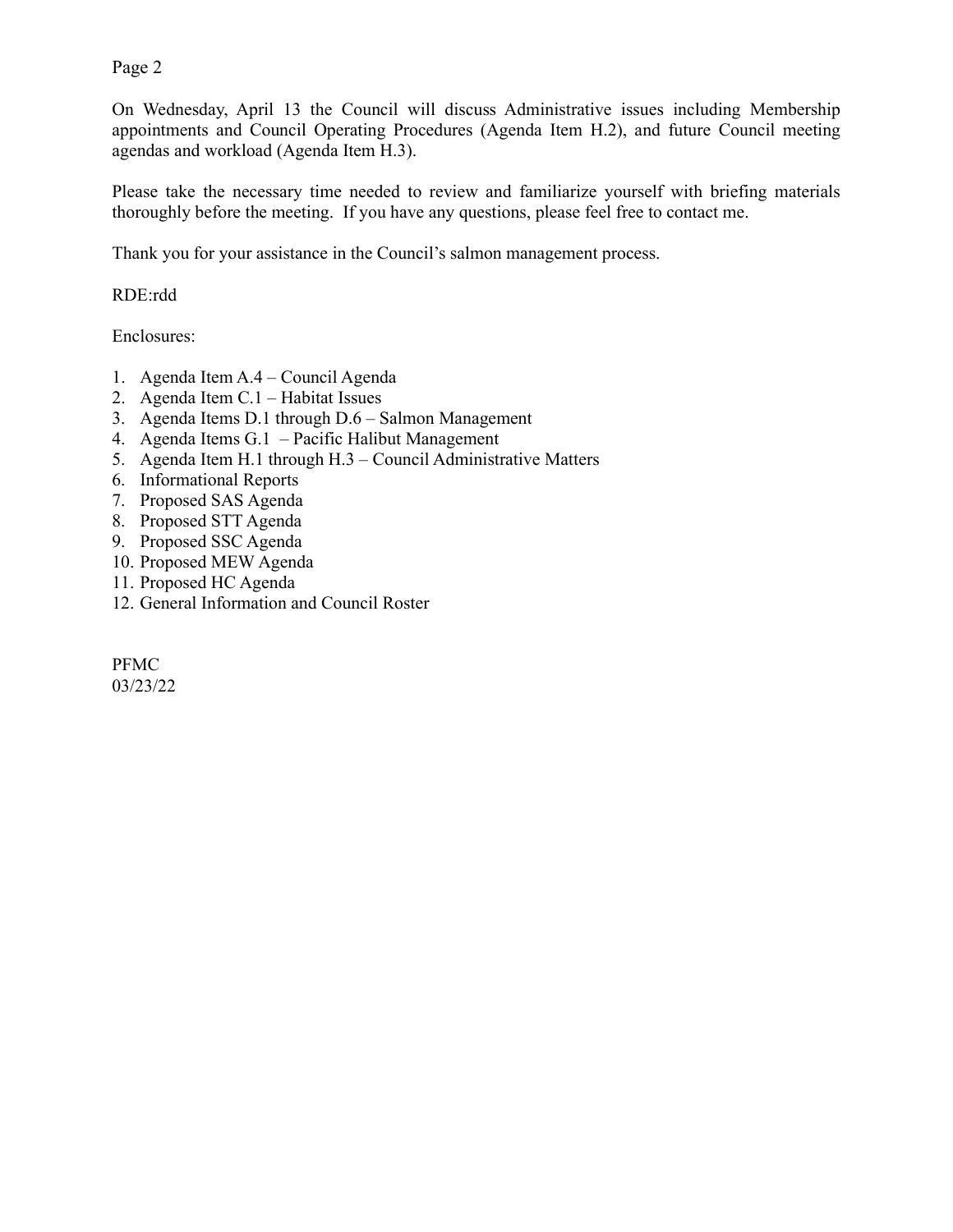On Wednesday, April 13 the Council will discuss Administrative issues including Membership appointments and Council Operating Procedures (Agenda Item H.2), and future Council meeting agendas and workload (Agenda Item H.3).

Please take the necessary time needed to review and familiarize yourself with briefing materials thoroughly before the meeting. If you have any questions, please feel free to contact me.

Thank you for your assistance in the Council's salmon management process.

RDE:rdd

Enclosures:

1. Agenda Item A.4 – Council Agenda
2. Agenda Item C.1 – Habitat Issues
3. Agenda Items D.1 through D.6 – Salmon Management
4. Agenda Items G.1 – Pacific Halibut Management
5. Agenda Item H.1 through H.3 – Council Administrative Matters
6. Informational Reports
7. Proposed SAS Agenda
8. Proposed STT Agenda
9. Proposed SSC Agenda
10. Proposed MEW Agenda
11. Proposed HC Agenda
12. General Information and Council Roster

PFMC
03/23/22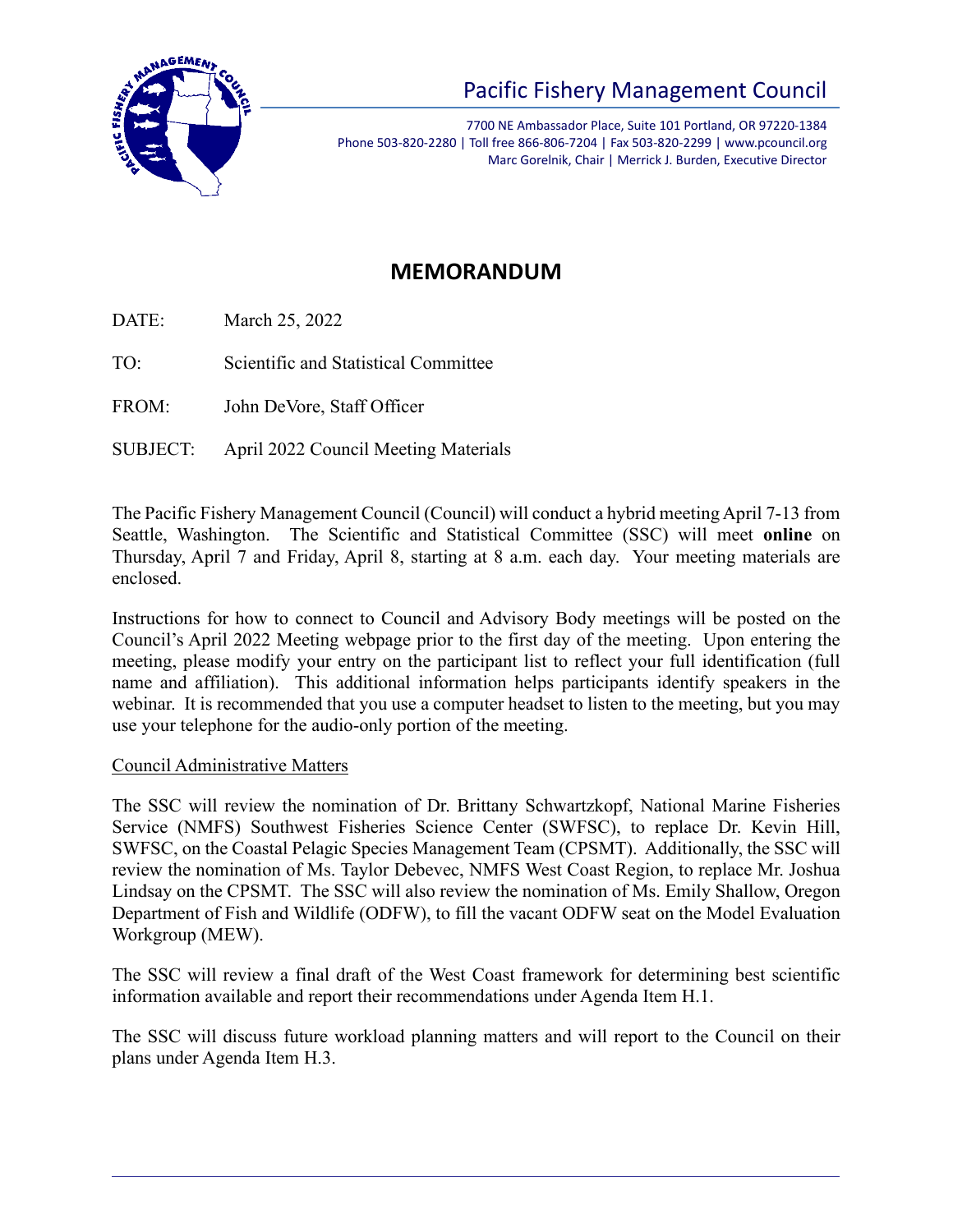Pacific Fishery Management Council

7700 NE Ambassador Place, Suite 101 Portland, OR 97220-1384
Phone 503-820-2280 | Toll free 866-806-7204 | Fax 503-820-2299 | www.pcouncil.org
Marc Gorelnik, Chair | Merrick J. Burden, Executive Director

# MEMORANDUM

DATE: March 25, 2022

TO: Scientific and Statistical Committee

FROM: John DeVore, Staff Officer

SUBJECT: April 2022 Council Meeting Materials

The Pacific Fishery Management Council (Council) will conduct a hybrid meeting April 7-13 from Seattle, Washington. The Scientific and Statistical Committee (SSC) will meet **online** on Thursday, April 7 and Friday, April 8, starting at 8 a.m. each day. Your meeting materials are enclosed.

Instructions for how to connect to Council and Advisory Body meetings will be posted on the Council's April 2022 Meeting webpage prior to the first day of the meeting. Upon entering the meeting, please modify your entry on the participant list to reflect your full identification (full name and affiliation). This additional information helps participants identify speakers in the webinar. It is recommended that you use a computer headset to listen to the meeting, but you may use your telephone for the audio-only portion of the meeting.

## Council Administrative Matters

The SSC will review the nomination of Dr. Brittany Schwartzkopf, National Marine Fisheries Service (NMFS) Southwest Fisheries Science Center (SWFSC), to replace Dr. Kevin Hill, SWFSC, on the Coastal Pelagic Species Management Team (CPSMT). Additionally, the SSC will review the nomination of Ms. Taylor Debevec, NMFS West Coast Region, to replace Mr. Joshua Lindsay on the CPSMT. The SSC will also review the nomination of Ms. Emily Shallow, Oregon Department of Fish and Wildlife (ODFW), to fill the vacant ODFW seat on the Model Evaluation Workgroup (MEW).

The SSC will review a final draft of the West Coast framework for determining best scientific information available and report their recommendations under Agenda Item H.1.

The SSC will discuss future workload planning matters and will report to the Council on their plans under Agenda Item H.3.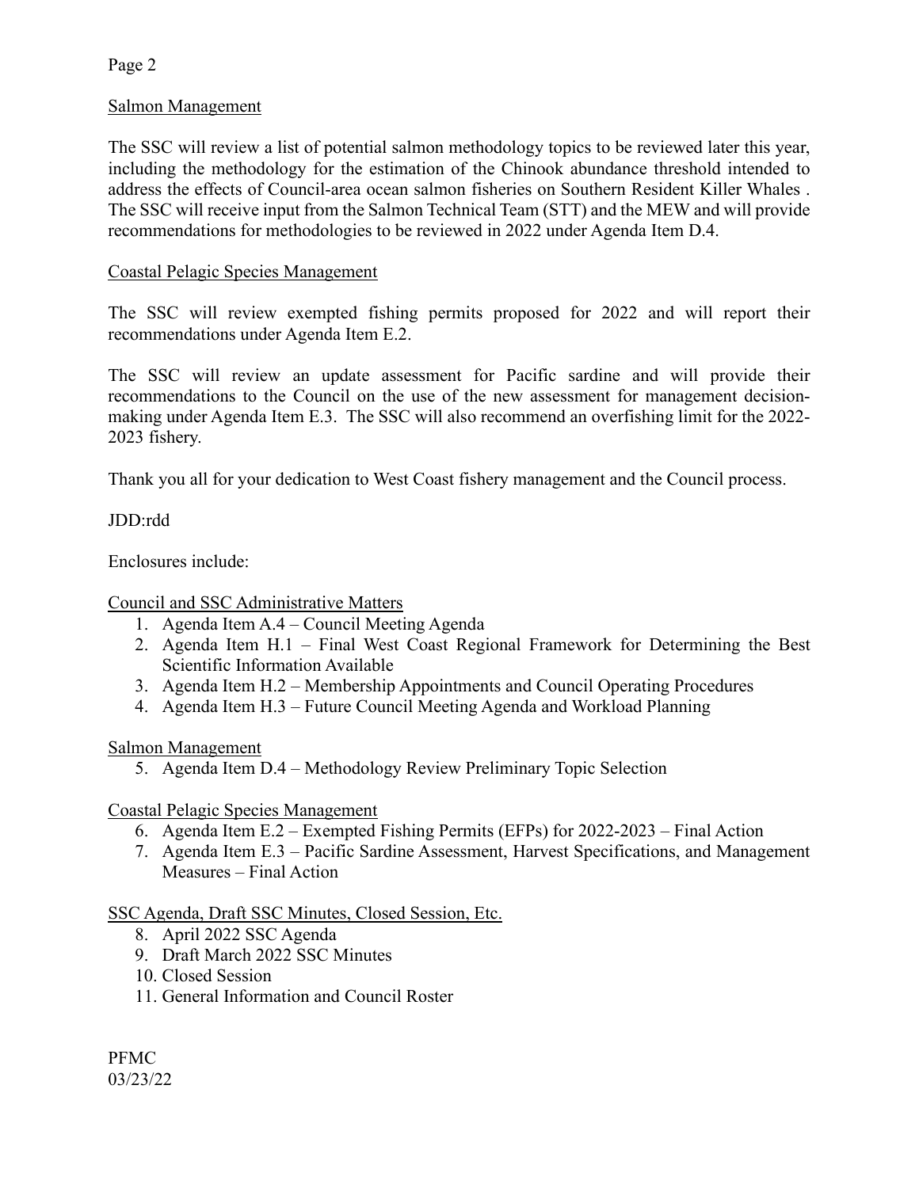## Salmon Management

The SSC will review a list of potential salmon methodology topics to be reviewed later this year, including the methodology for the estimation of the Chinook abundance threshold intended to address the effects of Council-area ocean salmon fisheries on Southern Resident Killer Whales . The SSC will receive input from the Salmon Technical Team (STT) and the MEW and will provide recommendations for methodologies to be reviewed in 2022 under Agenda Item D.4.

## Coastal Pelagic Species Management

The SSC will review exempted fishing permits proposed for 2022 and will report their recommendations under Agenda Item E.2.

The SSC will review an update assessment for Pacific sardine and will provide their recommendations to the Council on the use of the new assessment for management decision-making under Agenda Item E.3. The SSC will also recommend an overfishing limit for the 2022-2023 fishery.

Thank you all for your dedication to West Coast fishery management and the Council process.

JDD:rdd

Enclosures include:

Council and SSC Administrative Matters

1. Agenda Item A.4 – Council Meeting Agenda
2. Agenda Item H.1 – Final West Coast Regional Framework for Determining the Best Scientific Information Available
3. Agenda Item H.2 – Membership Appointments and Council Operating Procedures
4. Agenda Item H.3 – Future Council Meeting Agenda and Workload Planning

Salmon Management

5. Agenda Item D.4 – Methodology Review Preliminary Topic Selection

Coastal Pelagic Species Management

6. Agenda Item E.2 – Exempted Fishing Permits (EFPs) for 2022-2023 – Final Action
7. Agenda Item E.3 – Pacific Sardine Assessment, Harvest Specifications, and Management Measures – Final Action

SSC Agenda, Draft SSC Minutes, Closed Session, Etc.

8. April 2022 SSC Agenda
9. Draft March 2022 SSC Minutes
10. Closed Session
11. General Information and Council Roster

PFMC
03/23/22